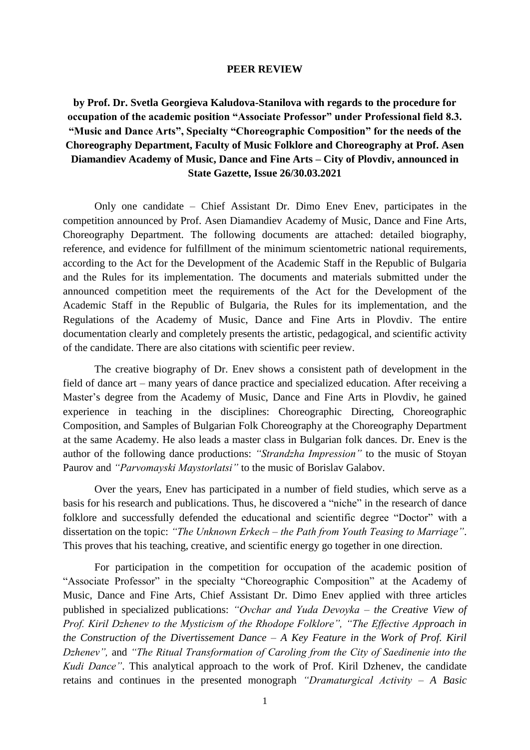**PEER REVIEW**

**by Prof. Dr. Svetla Georgieva Kaludova-Stanilova with regards to the procedure for occupation of the academic position "Associate Professor" under Professional field 8.3. "Music and Dance Arts", Specialty "Choreographic Composition" for the needs of the Choreography Department, Faculty of Music Folklore and Choreography at Prof. Asen Diamandiev Academy of Music, Dance and Fine Arts – City of Plovdiv, announced in State Gazette, Issue 26/30.03.2021**

Only one candidate – Chief Assistant Dr. Dimo Enev Enev, participates in the competition announced by Prof. Asen Diamandiev Academy of Music, Dance and Fine Arts, Choreography Department. The following documents are attached: detailed biography, reference, and evidence for fulfillment of the minimum scientometric national requirements, according to the Act for the Development of the Academic Staff in the Republic of Bulgaria and the Rules for its implementation. The documents and materials submitted under the announced competition meet the requirements of the Act for the Development of the Academic Staff in the Republic of Bulgaria, the Rules for its implementation, and the Regulations of the Academy of Music, Dance and Fine Arts in Plovdiv. The entire documentation clearly and completely presents the artistic, pedagogical, and scientific activity of the candidate. There are also citations with scientific peer review.

The creative biography of Dr. Enev shows a consistent path of development in the field of dance art – many years of dance practice and specialized education. After receiving a Master's degree from the Academy of Music, Dance and Fine Arts in Plovdiv, he gained experience in teaching in the disciplines: Choreographic Directing, Choreographic Composition, and Samples of Bulgarian Folk Choreography at the Choreography Department at the same Academy. He also leads a master class in Bulgarian folk dances. Dr. Enev is the author of the following dance productions: *"Strandzha Impression"* to the music of Stoyan Paurov and *"Parvomayski Maystorlatsi"* to the music of Borislav Galabov.

Over the years, Enev has participated in a number of field studies, which serve as a basis for his research and publications. Thus, he discovered a "niche" in the research of dance folklore and successfully defended the educational and scientific degree "Doctor" with a dissertation on the topic: *"The Unknown Erkech – the Path from Youth Teasing to Marriage"*. This proves that his teaching, creative, and scientific energy go together in one direction.

For participation in the competition for occupation of the academic position of "Associate Professor" in the specialty "Choreographic Composition" at the Academy of Music, Dance and Fine Arts, Chief Assistant Dr. Dimo Enev applied with three articles published in specialized publications: *"Ovchar and Yuda Devoyka – the Creative View of Prof. Kiril Dzhenev to the Mysticism of the Rhodope Folklore", "The Effective Approach in the Construction of the Divertissement Dance – A Key Feature in the Work of Prof. Kiril Dzhenev",* and *"The Ritual Transformation of Caroling from the City of Saedinenie into the Kudi Dance"*. This analytical approach to the work of Prof. Kiril Dzhenev, the candidate retains and continues in the presented monograph *"Dramaturgical Activity – A Basic*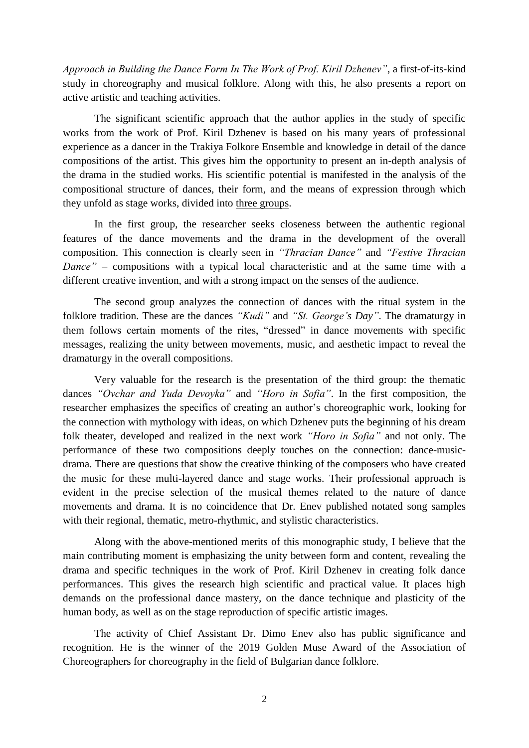*Approach in Building the Dance Form In The Work of Prof. Kiril Dzhenev"*, a first-of-its-kind study in choreography and musical folklore. Along with this, he also presents a report on active artistic and teaching activities.

The significant scientific approach that the author applies in the study of specific works from the work of Prof. Kiril Dzhenev is based on his many years of professional experience as a dancer in the Trakiya Folkore Ensemble and knowledge in detail of the dance compositions of the artist. This gives him the opportunity to present an in-depth analysis of the drama in the studied works. His scientific potential is manifested in the analysis of the compositional structure of dances, their form, and the means of expression through which they unfold as stage works, divided into <u>three groups</u>.

In the first group, the researcher seeks closeness between the authentic regional features of the dance movements and the drama in the development of the overall composition. This connection is clearly seen in *"Thracian Dance"* and *"Festive Thracian Dance"* – compositions with a typical local characteristic and at the same time with a different creative invention, and with a strong impact on the senses of the audience.

The second group analyzes the connection of dances with the ritual system in the folklore tradition. These are the dances *"Kudi"* and *"St. George's Day"*. The dramaturgy in them follows certain moments of the rites, "dressed" in dance movements with specific messages, realizing the unity between movements, music, and aesthetic impact to reveal the dramaturgy in the overall compositions.

Very valuable for the research is the presentation of the third group: the thematic dances *"Ovchar and Yuda Devoyka"* and *"Horo in Sofia"*. In the first composition, the researcher emphasizes the specifics of creating an author's choreographic work, looking for the connection with mythology with ideas, on which Dzhenev puts the beginning of his dream folk theater, developed and realized in the next work *"Horo in Sofia"* and not only. The performance of these two compositions deeply touches on the connection: dance-music-drama. There are questions that show the creative thinking of the composers who have created the music for these multi-layered dance and stage works. Their professional approach is evident in the precise selection of the musical themes related to the nature of dance movements and drama. It is no coincidence that Dr. Enev published notated song samples with their regional, thematic, metro-rhythmic, and stylistic characteristics.

Along with the above-mentioned merits of this monographic study, I believe that the main contributing moment is emphasizing the unity between form and content, revealing the drama and specific techniques in the work of Prof. Kiril Dzhenev in creating folk dance performances. This gives the research high scientific and practical value. It places high demands on the professional dance mastery, on the dance technique and plasticity of the human body, as well as on the stage reproduction of specific artistic images.

The activity of Chief Assistant Dr. Dimo Enev also has public significance and recognition. He is the winner of the 2019 Golden Muse Award of the Association of Choreographers for choreography in the field of Bulgarian dance folklore.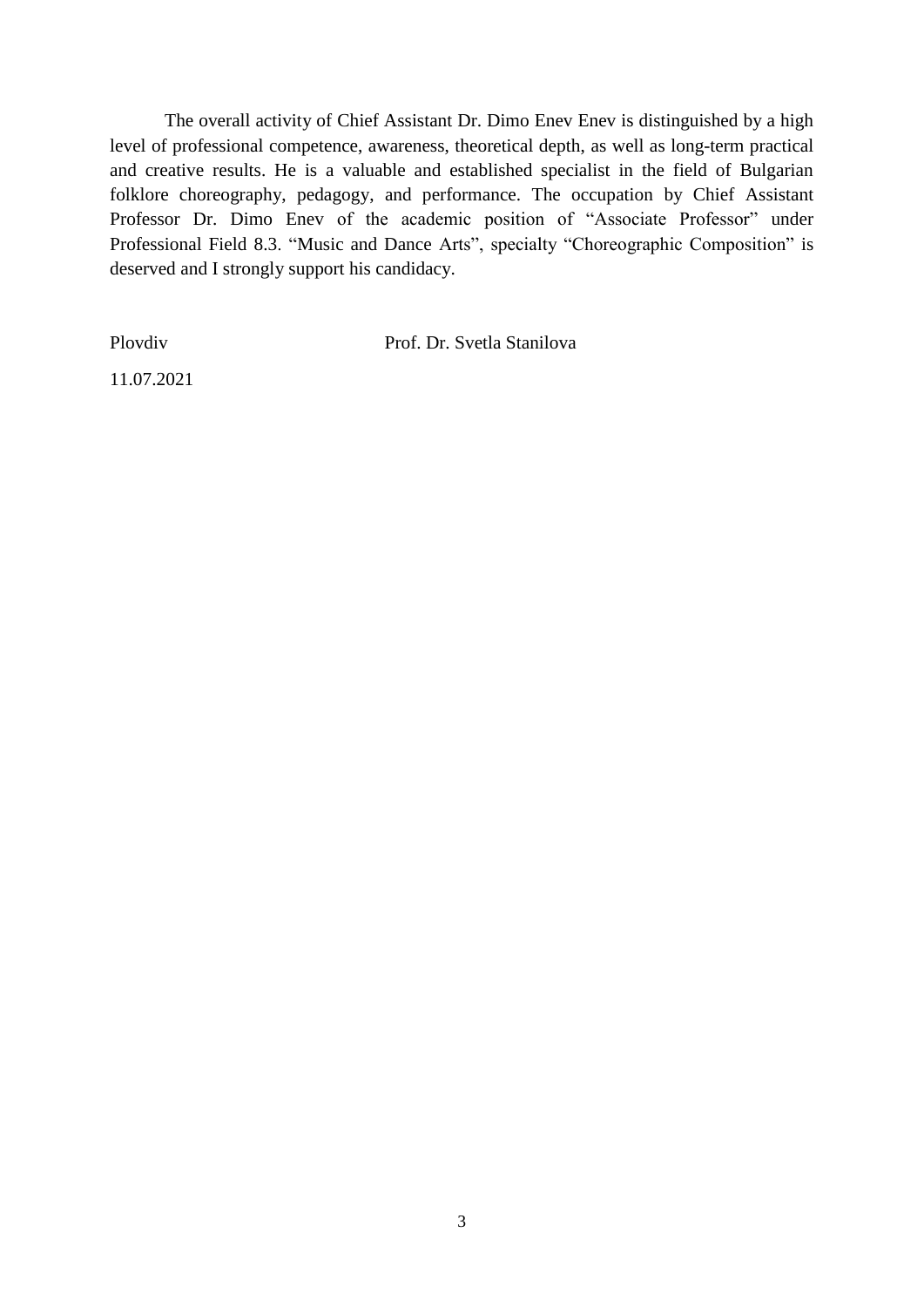The overall activity of Chief Assistant Dr. Dimo Enev Enev is distinguished by a high level of professional competence, awareness, theoretical depth, as well as long-term practical and creative results. He is a valuable and established specialist in the field of Bulgarian folklore choreography, pedagogy, and performance. The occupation by Chief Assistant Professor Dr. Dimo Enev of the academic position of "Associate Professor" under Professional Field 8.3. "Music and Dance Arts", specialty "Choreographic Composition" is deserved and I strongly support his candidacy.

Plovdiv Prof. Dr. Svetla Stanilova

11.07.2021